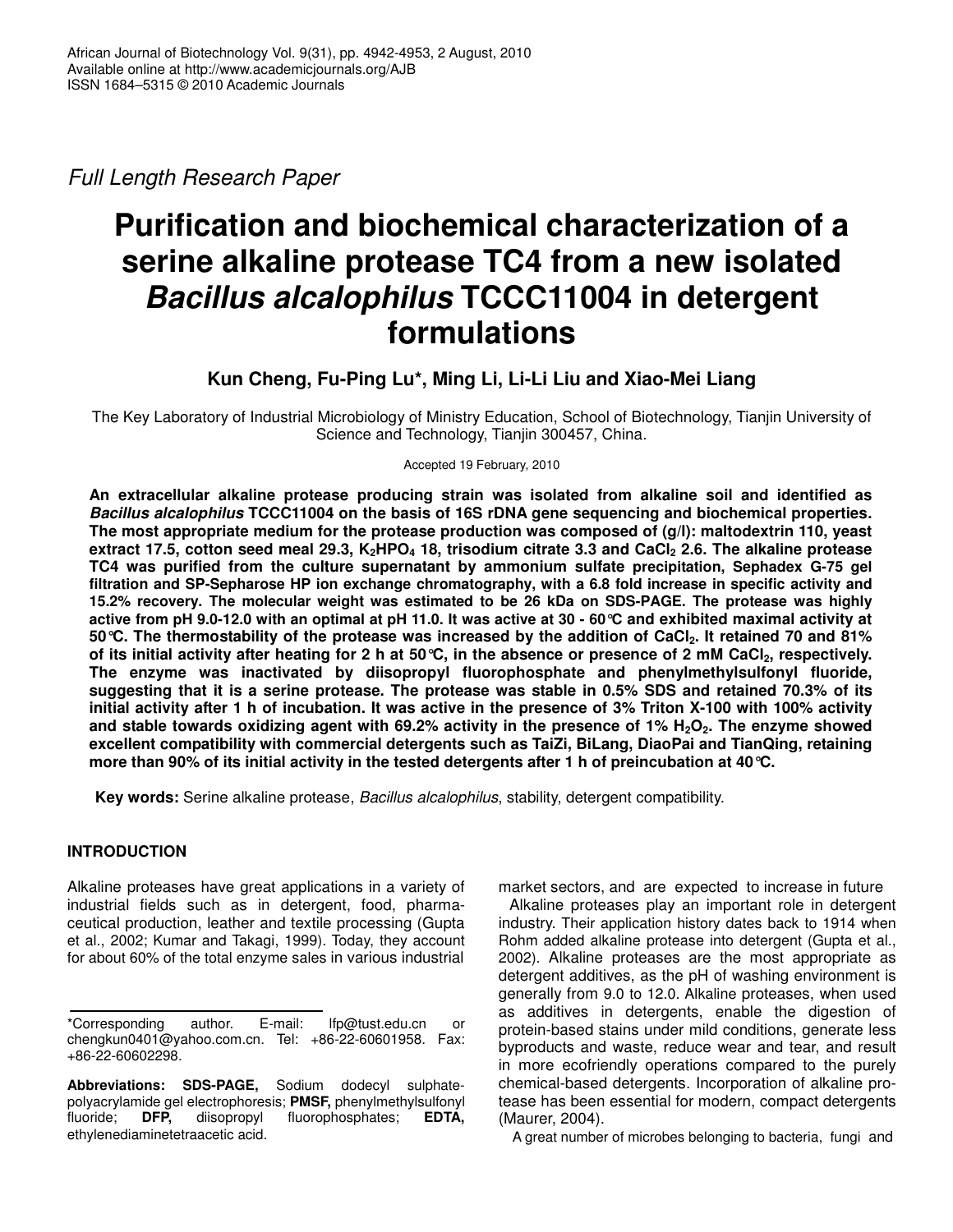*Full Length Research Paper*

# Purification and biochemical characterization of a serine alkaline protease TC4 from a new isolated *Bacillus alcalophilus* TCCC11004 in detergent formulations

**Kun Cheng, Fu-Ping Lu\*, Ming Li, Li-Li Liu and Xiao-Mei Liang**

The Key Laboratory of Industrial Microbiology of Ministry Education, School of Biotechnology, Tianjin University of Science and Technology, Tianjin 300457, China.

Accepted 19 February, 2010

**An extracellular alkaline protease producing strain was isolated from alkaline soil and identified as *Bacillus alcalophilus* TCCC11004 on the basis of 16S rDNA gene sequencing and biochemical properties. The most appropriate medium for the protease production was composed of (g/l): maltodextrin 110, yeast extract 17.5, cotton seed meal 29.3, $K_2HPO_4$ 18, trisodium citrate 3.3 and $CaCl_2$ 2.6. The alkaline protease TC4 was purified from the culture supernatant by ammonium sulfate precipitation, Sephadex G-75 gel filtration and SP-Sepharose HP ion exchange chromatography, with a 6.8 fold increase in specific activity and 15.2% recovery. The molecular weight was estimated to be 26 kDa on SDS-PAGE. The protease was highly active from pH 9.0-12.0 with an optimal at pH 11.0. It was active at 30 - 60°C and exhibited maximal activity at 50°C. The thermostability of the protease was increased by the addition of $CaCl_2$. It retained 70 and 81% of its initial activity after heating for 2 h at 50°C, in the absence or presence of 2 mM $CaCl_2$, respectively. The enzyme was inactivated by diisopropyl fluorophosphate and phenylmethylsulfonyl fluoride, suggesting that it is a serine protease. The protease was stable in 0.5% SDS and retained 70.3% of its initial activity after 1 h of incubation. It was active in the presence of 3% Triton X-100 with 100% activity and stable towards oxidizing agent with 69.2% activity in the presence of 1% $H_2O_2$. The enzyme showed excellent compatibility with commercial detergents such as TaiZi, BiLang, DiaoPai and TianQing, retaining more than 90% of its initial activity in the tested detergents after 1 h of preincubation at 40°C.**

**Key words:** Serine alkaline protease, *Bacillus alcalophilus*, stability, detergent compatibility.

## INTRODUCTION

Alkaline proteases have great applications in a variety of industrial fields such as in detergent, food, pharmaceutical production, leather and textile processing (Gupta et al., 2002; Kumar and Takagi, 1999). Today, they account for about 60% of the total enzyme sales in various industrial market sectors, and are expected to increase in future

Alkaline proteases play an important role in detergent industry. Their application history dates back to 1914 when Rohm added alkaline protease into detergent (Gupta et al., 2002). Alkaline proteases are the most appropriate as detergent additives, as the pH of washing environment is generally from 9.0 to 12.0. Alkaline proteases, when used as additives in detergents, enable the digestion of protein-based stains under mild conditions, generate less byproducts and waste, reduce wear and tear, and result in more ecofriendly operations compared to the purely chemical-based detergents. Incorporation of alkaline protease has been essential for modern, compact detergents (Maurer, 2004).

A great number of microbes belonging to bacteria, fungi and

\*Corresponding author. E-mail: lfp@tust.edu.cn or chengkun0401@yahoo.com.cn. Tel: +86-22-60601958. Fax: +86-22-60602298.

**Abbreviations: SDS-PAGE,** Sodium dodecyl sulphate-polyacrylamide gel electrophoresis; **PMSF,** phenylmethylsulfonyl fluoride; **DFP,** diisopropyl fluorophosphates; **EDTA,** ethylenediaminetetraacetic acid.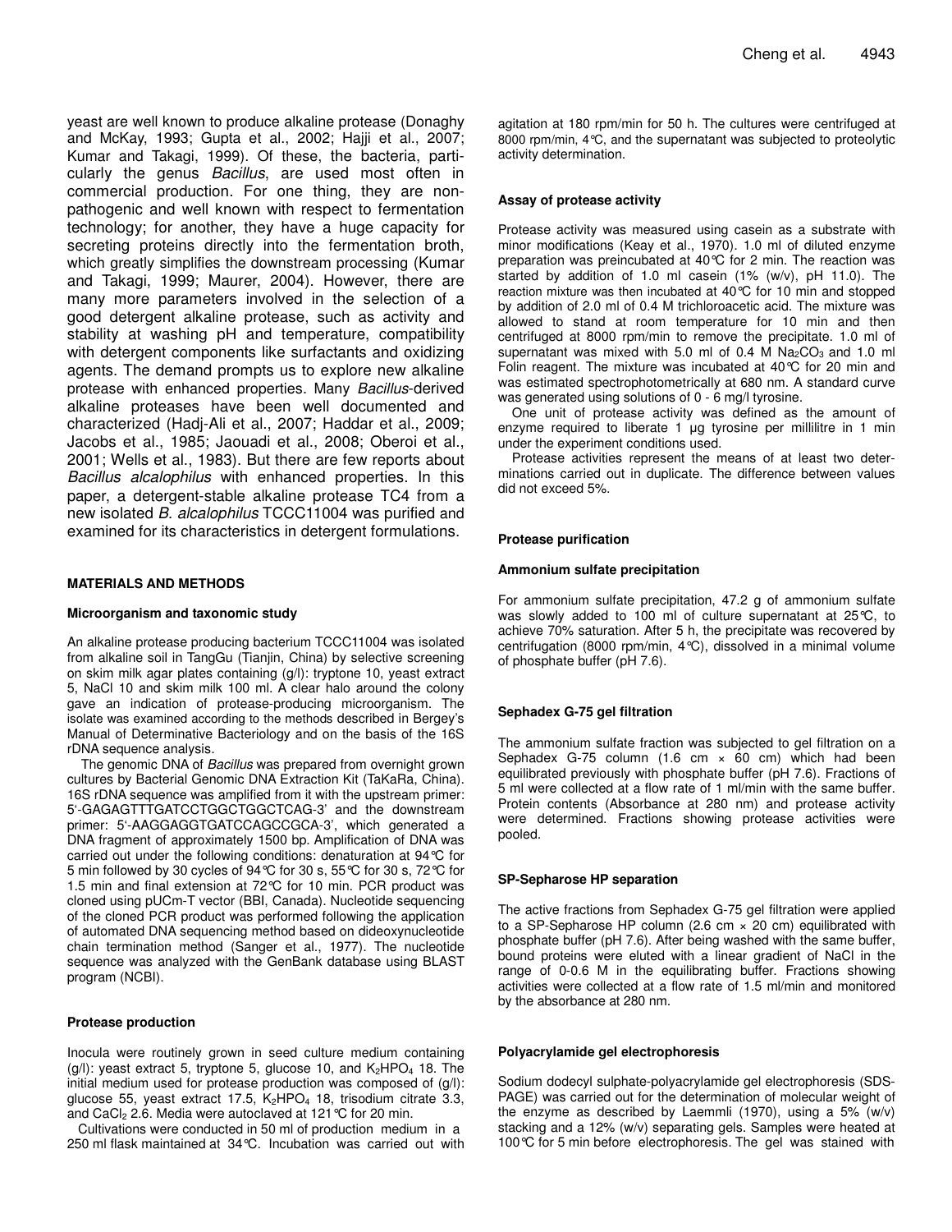yeast are well known to produce alkaline protease (Donaghy and McKay, 1993; Gupta et al., 2002; Hajji et al., 2007; Kumar and Takagi, 1999). Of these, the bacteria, particularly the genus *Bacillus*, are used most often in commercial production. For one thing, they are non-pathogenic and well known with respect to fermentation technology; for another, they have a huge capacity for secreting proteins directly into the fermentation broth, which greatly simplifies the downstream processing (Kumar and Takagi, 1999; Maurer, 2004). However, there are many more parameters involved in the selection of a good detergent alkaline protease, such as activity and stability at washing pH and temperature, compatibility with detergent components like surfactants and oxidizing agents. The demand prompts us to explore new alkaline protease with enhanced properties. Many *Bacillus*-derived alkaline proteases have been well documented and characterized (Hadj-Ali et al., 2007; Haddar et al., 2009; Jacobs et al., 1985; Jaouadi et al., 2008; Oberoi et al., 2001; Wells et al., 1983). But there are few reports about *Bacillus alcalophilus* with enhanced properties. In this paper, a detergent-stable alkaline protease TC4 from a new isolated *B. alcalophilus* TCCC11004 was purified and examined for its characteristics in detergent formulations.

## MATERIALS AND METHODS

### Microorganism and taxonomic study

An alkaline protease producing bacterium TCCC11004 was isolated from alkaline soil in TangGu (Tianjin, China) by selective screening on skim milk agar plates containing (g/l): tryptone 10, yeast extract 5, NaCl 10 and skim milk 100 ml. A clear halo around the colony gave an indication of protease-producing microorganism. The isolate was examined according to the methods described in Bergey's Manual of Determinative Bacteriology and on the basis of the 16S rDNA sequence analysis.

The genomic DNA of *Bacillus* was prepared from overnight grown cultures by Bacterial Genomic DNA Extraction Kit (TaKaRa, China). 16S rDNA sequence was amplified from it with the upstream primer: 5'-GAGAGTTTGATCCTGGCTGGCTCAG-3' and the downstream primer: 5'-AAGGAGGTGATCCAGCCGCA-3', which generated a DNA fragment of approximately 1500 bp. Amplification of DNA was carried out under the following conditions: denaturation at 94°C for 5 min followed by 30 cycles of 94°C for 30 s, 55°C for 30 s, 72°C for 1.5 min and final extension at 72°C for 10 min. PCR product was cloned using pUCm-T vector (BBI, Canada). Nucleotide sequencing of the cloned PCR product was performed following the application of automated DNA sequencing method based on dideoxynucleotide chain termination method (Sanger et al., 1977). The nucleotide sequence was analyzed with the GenBank database using BLAST program (NCBI).

### Protease production

Inocula were routinely grown in seed culture medium containing (g/l): yeast extract 5, tryptone 5, glucose 10, and $K_2HPO_4$ 18. The initial medium used for protease production was composed of (g/l): glucose 55, yeast extract 17.5, $K_2HPO_4$ 18, trisodium citrate 3.3, and $CaCl_2$ 2.6. Media were autoclaved at 121°C for 20 min.

Cultivations were conducted in 50 ml of production medium in a 250 ml flask maintained at 34°C. Incubation was carried out with agitation at 180 rpm/min for 50 h. The cultures were centrifuged at 8000 rpm/min, 4°C, and the supernatant was subjected to proteolytic activity determination.

### Assay of protease activity

Protease activity was measured using casein as a substrate with minor modifications (Keay et al., 1970). 1.0 ml of diluted enzyme preparation was preincubated at 40°C for 2 min. The reaction was started by addition of 1.0 ml casein (1% (w/v), pH 11.0). The reaction mixture was then incubated at 40°C for 10 min and stopped by addition of 2.0 ml of 0.4 M trichloroacetic acid. The mixture was allowed to stand at room temperature for 10 min and then centrifuged at 8000 rpm/min to remove the precipitate. 1.0 ml of supernatant was mixed with 5.0 ml of 0.4 M $Na_2CO_3$ and 1.0 ml Folin reagent. The mixture was incubated at 40°C for 20 min and was estimated spectrophotometrically at 680 nm. A standard curve was generated using solutions of 0 - 6 mg/l tyrosine.

One unit of protease activity was defined as the amount of enzyme required to liberate 1 µg tyrosine per millilitre in 1 min under the experiment conditions used.

Protease activities represent the means of at least two determinations carried out in duplicate. The difference between values did not exceed 5%.

### Protease purification

#### Ammonium sulfate precipitation

For ammonium sulfate precipitation, 47.2 g of ammonium sulfate was slowly added to 100 ml of culture supernatant at 25°C, to achieve 70% saturation. After 5 h, the precipitate was recovered by centrifugation (8000 rpm/min, 4°C), dissolved in a minimal volume of phosphate buffer (pH 7.6).

#### Sephadex G-75 gel filtration

The ammonium sulfate fraction was subjected to gel filtration on a Sephadex G-75 column (1.6 cm × 60 cm) which had been equilibrated previously with phosphate buffer (pH 7.6). Fractions of 5 ml were collected at a flow rate of 1 ml/min with the same buffer. Protein contents (Absorbance at 280 nm) and protease activity were determined. Fractions showing protease activities were pooled.

#### SP-Sepharose HP separation

The active fractions from Sephadex G-75 gel filtration were applied to a SP-Sepharose HP column (2.6 cm × 20 cm) equilibrated with phosphate buffer (pH 7.6). After being washed with the same buffer, bound proteins were eluted with a linear gradient of NaCl in the range of 0-0.6 M in the equilibrating buffer. Fractions showing activities were collected at a flow rate of 1.5 ml/min and monitored by the absorbance at 280 nm.

#### Polyacrylamide gel electrophoresis

Sodium dodecyl sulphate-polyacrylamide gel electrophoresis (SDS-PAGE) was carried out for the determination of molecular weight of the enzyme as described by Laemmli (1970), using a 5% (w/v) stacking and a 12% (w/v) separating gels. Samples were heated at 100°C for 5 min before electrophoresis. The gel was stained with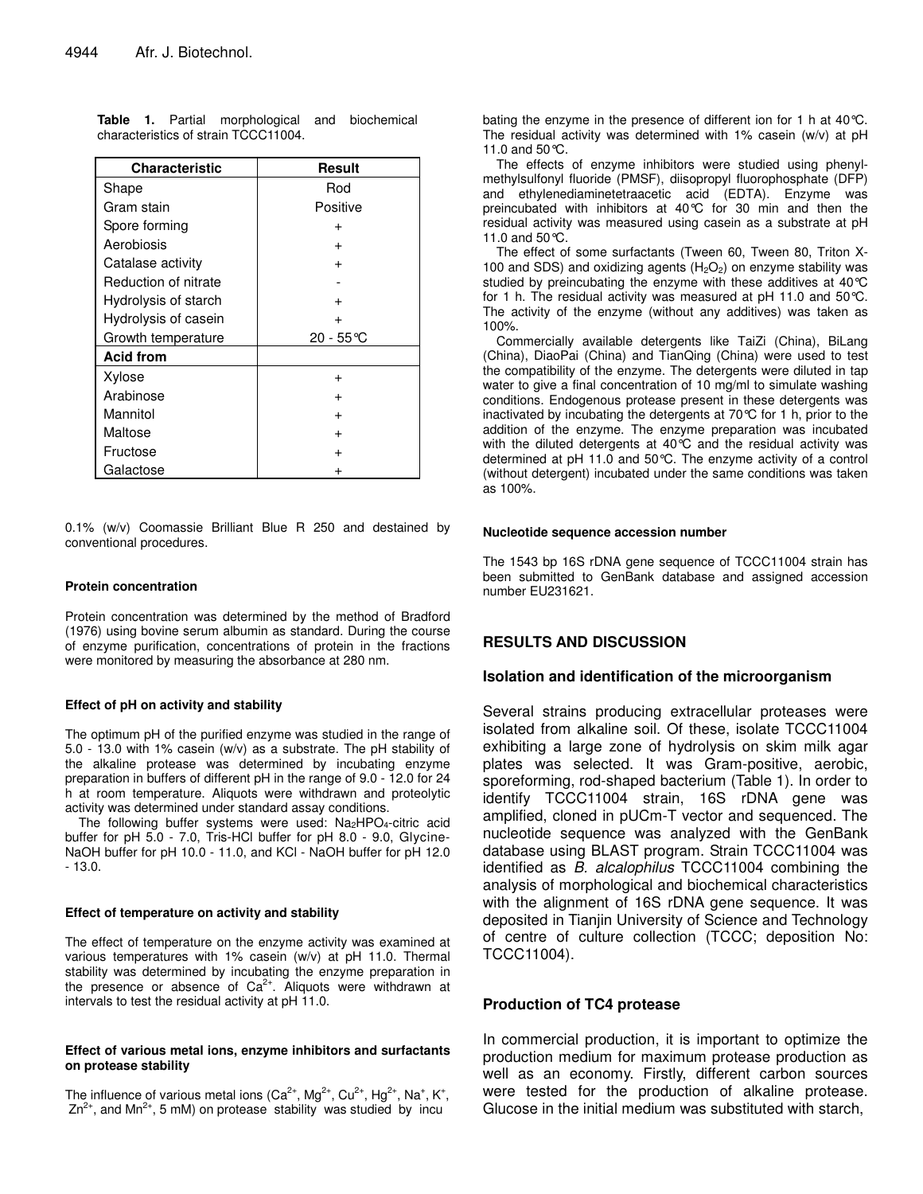**Table 1.** Partial morphological and biochemical characteristics of strain TCCC11004.

| Characteristic | Result |
|---|---|
| Shape | Rod |
| Gram stain | Positive |
| Spore forming | + |
| Aerobiosis | + |
| Catalase activity | + |
| Reduction of nitrate | - |
| Hydrolysis of starch | + |
| Hydrolysis of casein | + |
| Growth temperature | 20 - 55°C |
| **Acid from** | |
| Xylose | + |
| Arabinose | + |
| Mannitol | + |
| Maltose | + |
| Fructose | + |
| Galactose | + |

0.1% (w/v) Coomassie Brilliant Blue R 250 and destained by conventional procedures.

#### Protein concentration

Protein concentration was determined by the method of Bradford (1976) using bovine serum albumin as standard. During the course of enzyme purification, concentrations of protein in the fractions were monitored by measuring the absorbance at 280 nm.

#### Effect of pH on activity and stability

The optimum pH of the purified enzyme was studied in the range of 5.0 - 13.0 with 1% casein (w/v) as a substrate. The pH stability of the alkaline protease was determined by incubating enzyme preparation in buffers of different pH in the range of 9.0 - 12.0 for 24 h at room temperature. Aliquots were withdrawn and proteolytic activity was determined under standard assay conditions.

The following buffer systems were used: $Na_2HPO_4$-citric acid buffer for pH 5.0 - 7.0, Tris-HCl buffer for pH 8.0 - 9.0, Glycine-NaOH buffer for pH 10.0 - 11.0, and KCl - NaOH buffer for pH 12.0 - 13.0.

#### Effect of temperature on activity and stability

The effect of temperature on the enzyme activity was examined at various temperatures with 1% casein (w/v) at pH 11.0. Thermal stability was determined by incubating the enzyme preparation in the presence or absence of $Ca^{2+}$. Aliquots were withdrawn at intervals to test the residual activity at pH 11.0.

#### Effect of various metal ions, enzyme inhibitors and surfactants on protease stability

The influence of various metal ions ($Ca^{2+}$, $Mg^{2+}$, $Cu^{2+}$, $Hg^{2+}$, $Na^{+}$, $K^{+}$, $Zn^{2+}$, and $Mn^{2+}$, 5 mM) on protease stability was studied by incubating the enzyme in the presence of different ion for 1 h at 40°C. The residual activity was determined with 1% casein (w/v) at pH 11.0 and 50°C.

The effects of enzyme inhibitors were studied using phenylmethylsulfonyl fluoride (PMSF), diisopropyl fluorophosphate (DFP) and ethylenediaminetetraacetic acid (EDTA). Enzyme was preincubated with inhibitors at 40°C for 30 min and then the residual activity was measured using casein as a substrate at pH 11.0 and 50°C.

The effect of some surfactants (Tween 60, Tween 80, Triton X-100 and SDS) and oxidizing agents ($H_2O_2$) on enzyme stability was studied by preincubating the enzyme with these additives at 40°C for 1 h. The residual activity was measured at pH 11.0 and 50°C. The activity of the enzyme (without any additives) was taken as 100%.

Commercially available detergents like TaiZi (China), BiLang (China), DiaoPai (China) and TianQing (China) were used to test the compatibility of the enzyme. The detergents were diluted in tap water to give a final concentration of 10 mg/ml to simulate washing conditions. Endogenous protease present in these detergents was inactivated by incubating the detergents at 70°C for 1 h, prior to the addition of the enzyme. The enzyme preparation was incubated with the diluted detergents at 40°C and the residual activity was determined at pH 11.0 and 50°C. The enzyme activity of a control (without detergent) incubated under the same conditions was taken as 100%.

#### Nucleotide sequence accession number

The 1543 bp 16S rDNA gene sequence of TCCC11004 strain has been submitted to GenBank database and assigned accession number EU231621.

## RESULTS AND DISCUSSION

### Isolation and identification of the microorganism

Several strains producing extracellular proteases were isolated from alkaline soil. Of these, isolate TCCC11004 exhibiting a large zone of hydrolysis on skim milk agar plates was selected. It was Gram-positive, aerobic, sporeforming, rod-shaped bacterium (Table 1). In order to identify TCCC11004 strain, 16S rDNA gene was amplified, cloned in pUCm-T vector and sequenced. The nucleotide sequence was analyzed with the GenBank database using BLAST program. Strain TCCC11004 was identified as *B. alcalophilus* TCCC11004 combining the analysis of morphological and biochemical characteristics with the alignment of 16S rDNA gene sequence. It was deposited in Tianjin University of Science and Technology of centre of culture collection (TCCC; deposition No: TCCC11004).

### Production of TC4 protease

In commercial production, it is important to optimize the production medium for maximum protease production as well as an economy. Firstly, different carbon sources were tested for the production of alkaline protease. Glucose in the initial medium was substituted with starch,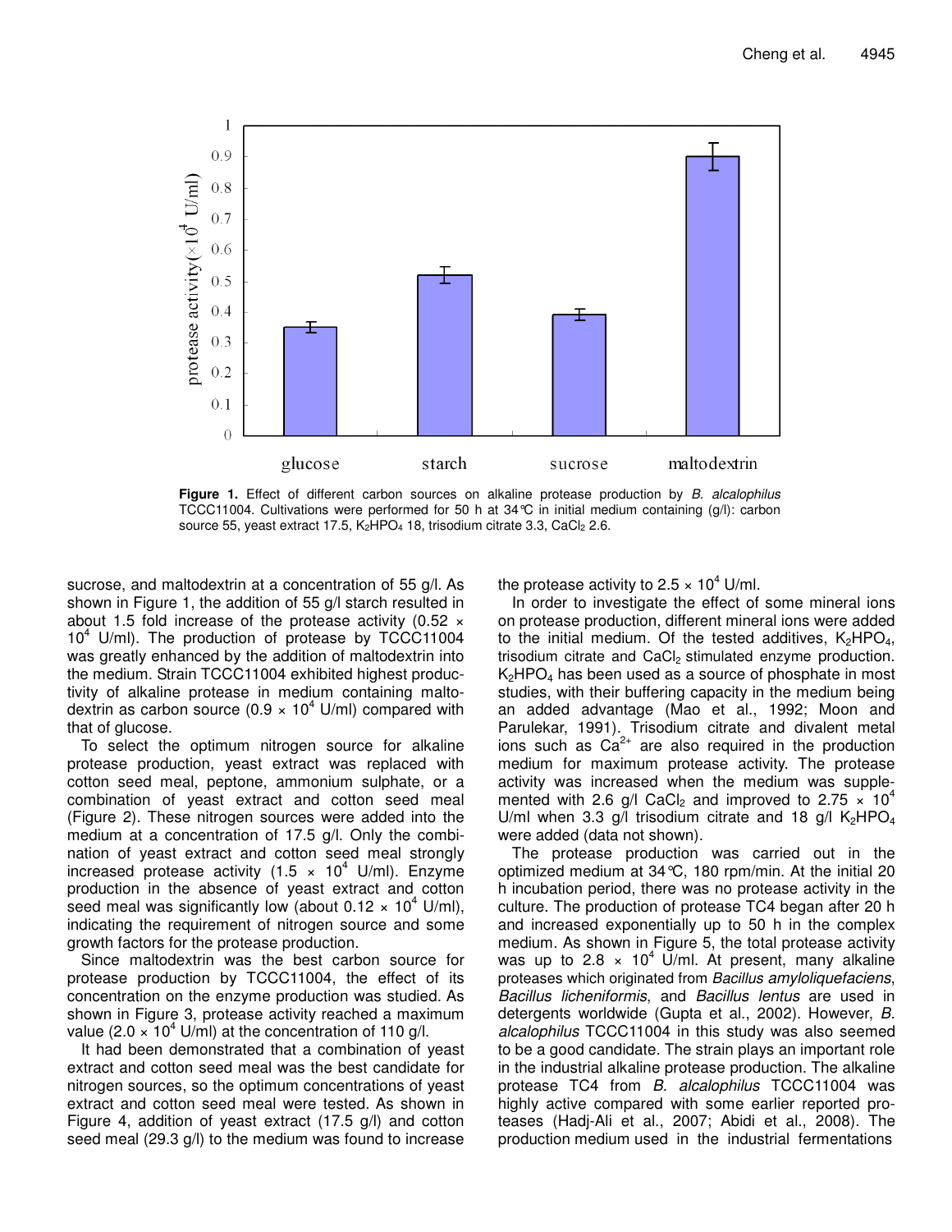**Figure 1.** Effect of different carbon sources on alkaline protease production by *B. alcalophilus* TCCC11004. Cultivations were performed for 50 h at 34°C in initial medium containing (g/l): carbon source 55, yeast extract 17.5, $K_2HPO_4$ 18, trisodium citrate 3.3, $CaCl_2$ 2.6.

sucrose, and maltodextrin at a concentration of 55 g/l. As shown in Figure 1, the addition of 55 g/l starch resulted in about 1.5 fold increase of the protease activity (0.52 × $10^4$ U/ml). The production of protease by TCCC11004 was greatly enhanced by the addition of maltodextrin into the medium. Strain TCCC11004 exhibited highest productivity of alkaline protease in medium containing maltodextrin as carbon source (0.9 × $10^4$ U/ml) compared with that of glucose.

To select the optimum nitrogen source for alkaline protease production, yeast extract was replaced with cotton seed meal, peptone, ammonium sulphate, or a combination of yeast extract and cotton seed meal (Figure 2). These nitrogen sources were added into the medium at a concentration of 17.5 g/l. Only the combination of yeast extract and cotton seed meal strongly increased protease activity (1.5 × $10^4$ U/ml). Enzyme production in the absence of yeast extract and cotton seed meal was significantly low (about 0.12 × $10^4$ U/ml), indicating the requirement of nitrogen source and some growth factors for the protease production.

Since maltodextrin was the best carbon source for protease production by TCCC11004, the effect of its concentration on the enzyme production was studied. As shown in Figure 3, protease activity reached a maximum value (2.0 × $10^4$ U/ml) at the concentration of 110 g/l.

It had been demonstrated that a combination of yeast extract and cotton seed meal was the best candidate for nitrogen sources, so the optimum concentrations of yeast extract and cotton seed meal were tested. As shown in Figure 4, addition of yeast extract (17.5 g/l) and cotton seed meal (29.3 g/l) to the medium was found to increase the protease activity to 2.5 × $10^4$ U/ml.

In order to investigate the effect of some mineral ions on protease production, different mineral ions were added to the initial medium. Of the tested additives, $K_2HPO_4$, trisodium citrate and $CaCl_2$ stimulated enzyme production. $K_2HPO_4$ has been used as a source of phosphate in most studies, with their buffering capacity in the medium being an added advantage (Mao et al., 1992; Moon and Parulekar, 1991). Trisodium citrate and divalent metal ions such as $Ca^{2+}$ are also required in the production medium for maximum protease activity. The protease activity was increased when the medium was supplemented with 2.6 g/l $CaCl_2$ and improved to 2.75 × $10^4$ U/ml when 3.3 g/l trisodium citrate and 18 g/l $K_2HPO_4$ were added (data not shown).

The protease production was carried out in the optimized medium at 34°C, 180 rpm/min. At the initial 20 h incubation period, there was no protease activity in the culture. The production of protease TC4 began after 20 h and increased exponentially up to 50 h in the complex medium. As shown in Figure 5, the total protease activity was up to 2.8 × $10^4$ U/ml. At present, many alkaline proteases which originated from *Bacillus amyloliquefaciens*, *Bacillus licheniformis*, and *Bacillus lentus* are used in detergents worldwide (Gupta et al., 2002). However, *B. alcalophilus* TCCC11004 in this study was also seemed to be a good candidate. The strain plays an important role in the industrial alkaline protease production. The alkaline protease TC4 from *B. alcalophilus* TCCC11004 was highly active compared with some earlier reported proteases (Hadj-Ali et al., 2007; Abidi et al., 2008). The production medium used in the industrial fermentations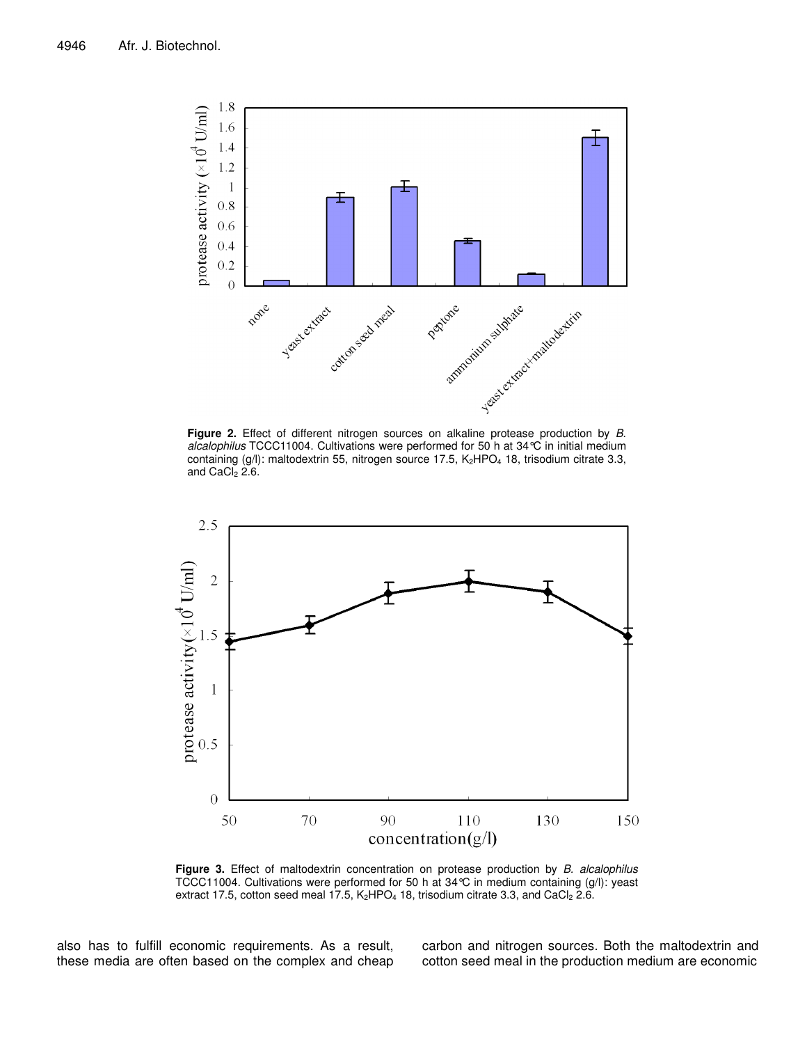**Figure 2.** Effect of different nitrogen sources on alkaline protease production by *B. alcalophilus* TCCC11004. Cultivations were performed for 50 h at 34°C in initial medium containing (g/l): maltodextrin 55, nitrogen source 17.5, $K_2HPO_4$ 18, trisodium citrate 3.3, and $CaCl_2$ 2.6.

**Figure 3.** Effect of maltodextrin concentration on protease production by *B. alcalophilus* TCCC11004. Cultivations were performed for 50 h at 34°C in medium containing (g/l): yeast extract 17.5, cotton seed meal 17.5, $K_2HPO_4$ 18, trisodium citrate 3.3, and $CaCl_2$ 2.6.

also has to fulfill economic requirements. As a result, these media are often based on the complex and cheap carbon and nitrogen sources. Both the maltodextrin and cotton seed meal in the production medium are economic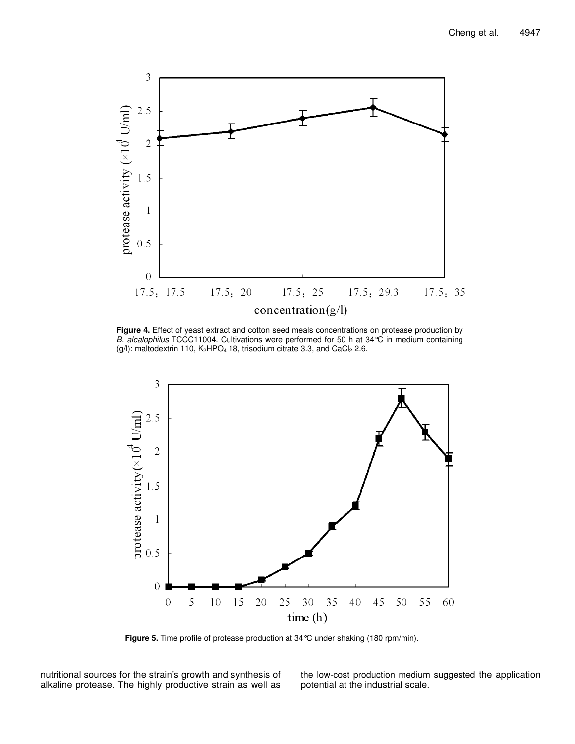**Figure 4.** Effect of yeast extract and cotton seed meals concentrations on protease production by *B. alcalophilus* TCCC11004. Cultivations were performed for 50 h at 34°C in medium containing (g/l): maltodextrin 110, $K_2HPO_4$ 18, trisodium citrate 3.3, and $CaCl_2$ 2.6.

**Figure 5.** Time profile of protease production at 34°C under shaking (180 rpm/min).

nutritional sources for the strain's growth and synthesis of alkaline protease. The highly productive strain as well as the low-cost production medium suggested the application potential at the industrial scale.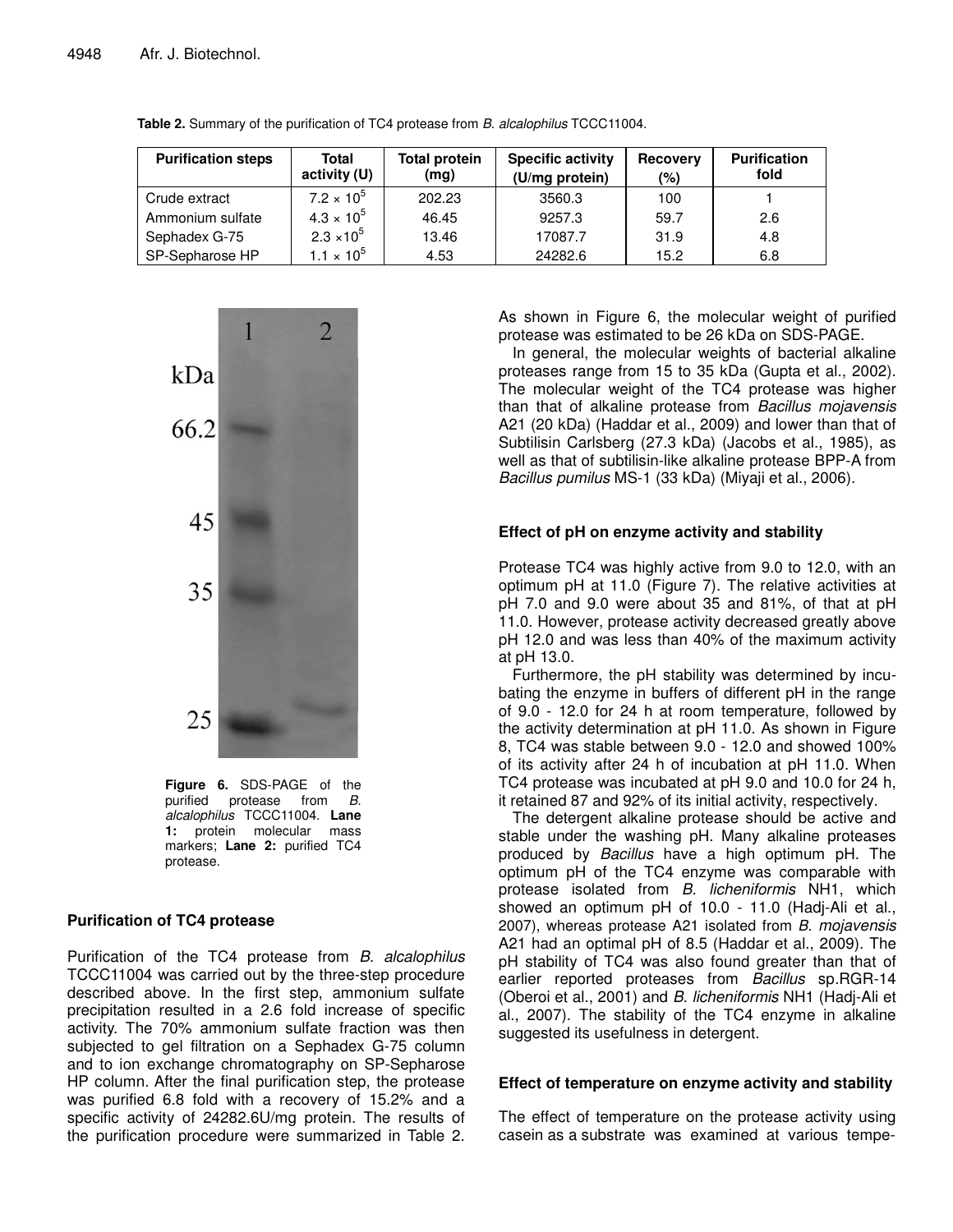**Table 2.** Summary of the purification of TC4 protease from *B. alcalophilus* TCCC11004.

| Purification steps | Total activity (U) | Total protein (mg) | Specific activity (U/mg protein) | Recovery (%) | Purification fold |
|---|---|---|---|---|---|
| Crude extract | $7.2 \times 10^5$ | 202.23 | 3560.3 | 100 | 1 |
| Ammonium sulfate | $4.3 \times 10^5$ | 46.45 | 9257.3 | 59.7 | 2.6 |
| Sephadex G-75 | $2.3 \times 10^5$ | 13.46 | 17087.7 | 31.9 | 4.8 |
| SP-Sepharose HP | $1.1 \times 10^5$ | 4.53 | 24282.6 | 15.2 | 6.8 |

**Figure 6.** SDS-PAGE of the purified protease from *B. alcalophilus* TCCC11004. **Lane 1:** protein molecular mass markers; **Lane 2:** purified TC4 protease.

### Purification of TC4 protease

Purification of the TC4 protease from *B. alcalophilus* TCCC11004 was carried out by the three-step procedure described above. In the first step, ammonium sulfate precipitation resulted in a 2.6 fold increase of specific activity. The 70% ammonium sulfate fraction was then subjected to gel filtration on a Sephadex G-75 column and to ion exchange chromatography on SP-Sepharose HP column. After the final purification step, the protease was purified 6.8 fold with a recovery of 15.2% and a specific activity of 24282.6U/mg protein. The results of the purification procedure were summarized in Table 2.

As shown in Figure 6, the molecular weight of purified protease was estimated to be 26 kDa on SDS-PAGE.

In general, the molecular weights of bacterial alkaline proteases range from 15 to 35 kDa (Gupta et al., 2002). The molecular weight of the TC4 protease was higher than that of alkaline protease from *Bacillus mojavensis* A21 (20 kDa) (Haddar et al., 2009) and lower than that of Subtilisin Carlsberg (27.3 kDa) (Jacobs et al., 1985), as well as that of subtilisin-like alkaline protease BPP-A from *Bacillus pumilus* MS-1 (33 kDa) (Miyaji et al., 2006).

### Effect of pH on enzyme activity and stability

Protease TC4 was highly active from 9.0 to 12.0, with an optimum pH at 11.0 (Figure 7). The relative activities at pH 7.0 and 9.0 were about 35 and 81%, of that at pH 11.0. However, protease activity decreased greatly above pH 12.0 and was less than 40% of the maximum activity at pH 13.0.

Furthermore, the pH stability was determined by incubating the enzyme in buffers of different pH in the range of 9.0 - 12.0 for 24 h at room temperature, followed by the activity determination at pH 11.0. As shown in Figure 8, TC4 was stable between 9.0 - 12.0 and showed 100% of its activity after 24 h of incubation at pH 11.0. When TC4 protease was incubated at pH 9.0 and 10.0 for 24 h, it retained 87 and 92% of its initial activity, respectively.

The detergent alkaline protease should be active and stable under the washing pH. Many alkaline proteases produced by *Bacillus* have a high optimum pH. The optimum pH of the TC4 enzyme was comparable with protease isolated from *B. licheniformis* NH1, which showed an optimum pH of 10.0 - 11.0 (Hadj-Ali et al., 2007), whereas protease A21 isolated from *B. mojavensis* A21 had an optimal pH of 8.5 (Haddar et al., 2009). The pH stability of TC4 was also found greater than that of earlier reported proteases from *Bacillus* sp.RGR-14 (Oberoi et al., 2001) and *B. licheniformis* NH1 (Hadj-Ali et al., 2007). The stability of the TC4 enzyme in alkaline suggested its usefulness in detergent.

### Effect of temperature on enzyme activity and stability

The effect of temperature on the protease activity using casein as a substrate was examined at various tempe-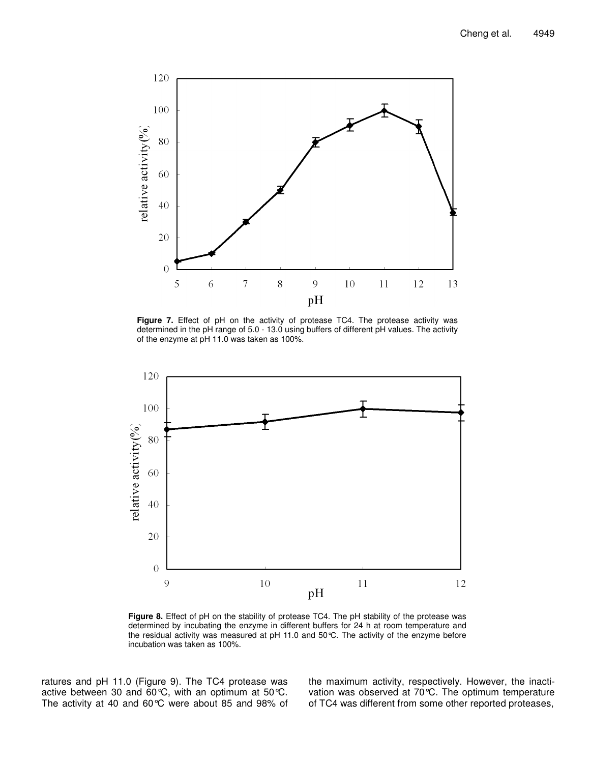**Figure 7.** Effect of pH on the activity of protease TC4. The protease activity was determined in the pH range of 5.0 - 13.0 using buffers of different pH values. The activity of the enzyme at pH 11.0 was taken as 100%.

**Figure 8.** Effect of pH on the stability of protease TC4. The pH stability of the protease was determined by incubating the enzyme in different buffers for 24 h at room temperature and the residual activity was measured at pH 11.0 and 50°C. The activity of the enzyme before incubation was taken as 100%.

ratures and pH 11.0 (Figure 9). The TC4 protease was active between 30 and 60°C, with an optimum at 50°C. The activity at 40 and 60°C were about 85 and 98% of the maximum activity, respectively. However, the inactivation was observed at 70°C. The optimum temperature of TC4 was different from some other reported proteases,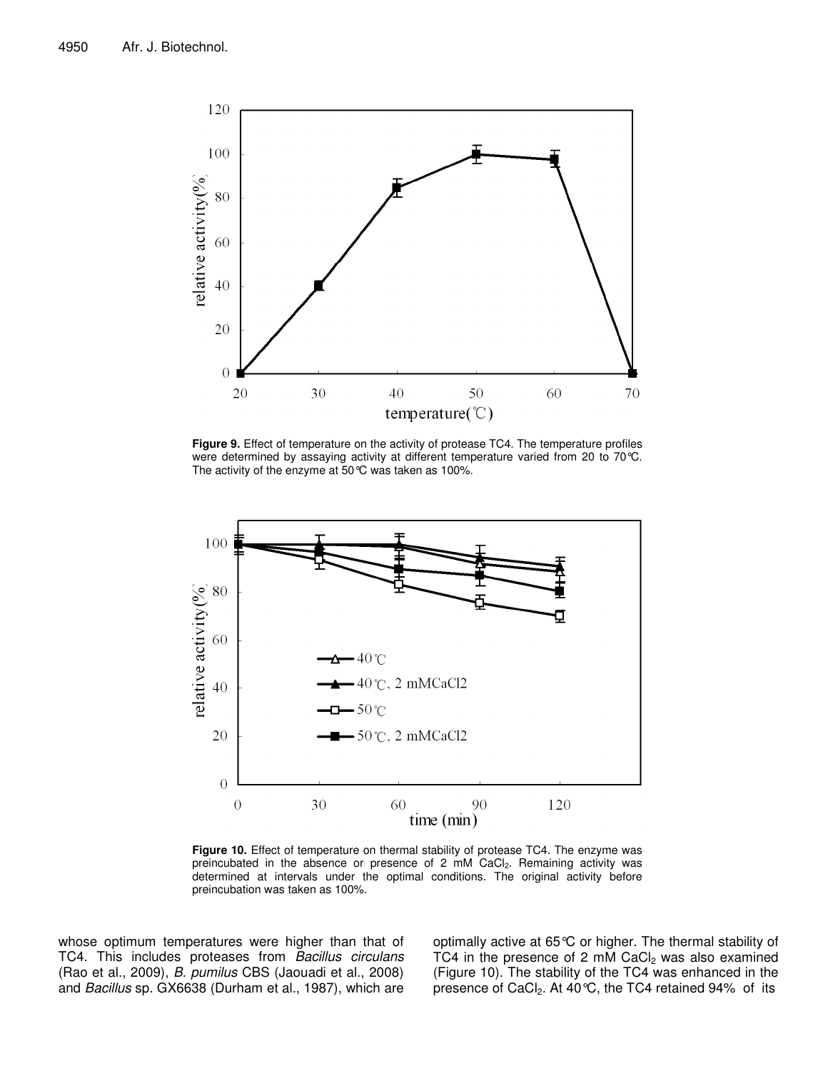**Figure 9.** Effect of temperature on the activity of protease TC4. The temperature profiles were determined by assaying activity at different temperature varied from 20 to 70°C. The activity of the enzyme at 50°C was taken as 100%.

**Figure 10.** Effect of temperature on thermal stability of protease TC4. The enzyme was preincubated in the absence or presence of 2 mM $CaCl_2$. Remaining activity was determined at intervals under the optimal conditions. The original activity before preincubation was taken as 100%.

whose optimum temperatures were higher than that of TC4. This includes proteases from *Bacillus circulans* (Rao et al., 2009), *B. pumilus* CBS (Jaouadi et al., 2008) and *Bacillus* sp. GX6638 (Durham et al., 1987), which are optimally active at 65°C or higher. The thermal stability of TC4 in the presence of 2 mM $CaCl_2$ was also examined (Figure 10). The stability of the TC4 was enhanced in the presence of $CaCl_2$. At 40°C, the TC4 retained 94% of its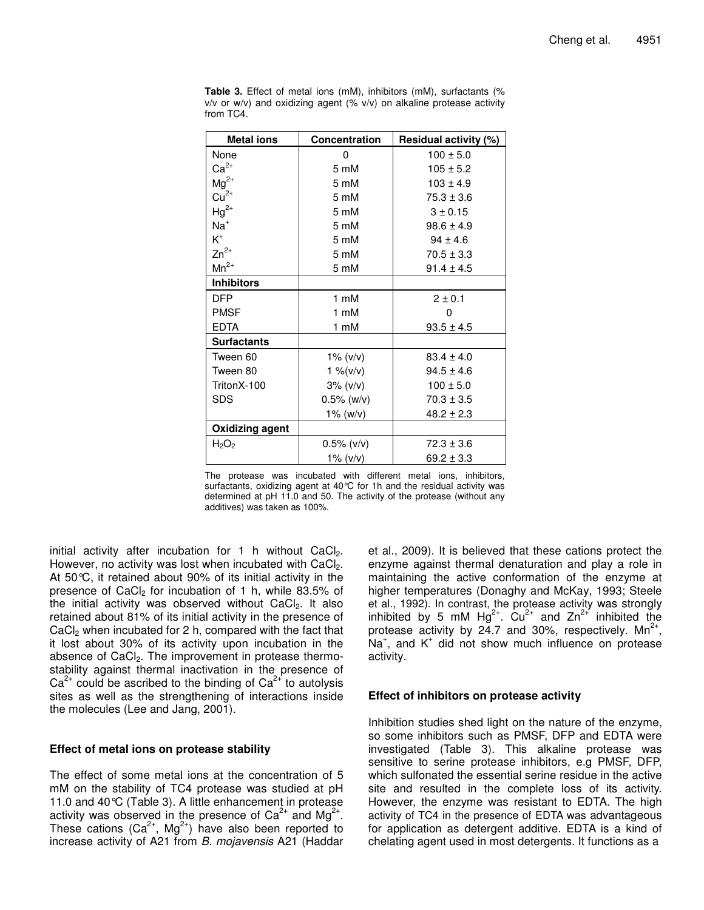**Table 3.** Effect of metal ions (mM), inhibitors (mM), surfactants (% v/v or w/v) and oxidizing agent (% v/v) on alkaline protease activity from TC4.

| Metal ions | Concentration | Residual activity (%) |
|---|---|---|
| None | 0 | 100 ± 5.0 |
| $Ca^{2+}$ | 5 mM | 105 ± 5.2 |
| $Mg^{2+}$ | 5 mM | 103 ± 4.9 |
| $Cu^{2+}$ | 5 mM | 75.3 ± 3.6 |
| $Hg^{2+}$ | 5 mM | 3 ± 0.15 |
| $Na^{+}$ | 5 mM | 98.6 ± 4.9 |
| $K^{+}$ | 5 mM | 94 ± 4.6 |
| $Zn^{2+}$ | 5 mM | 70.5 ± 3.3 |
| $Mn^{2+}$ | 5 mM | 91.4 ± 4.5 |
| **Inhibitors** | | |
| DFP | 1 mM | 2 ± 0.1 |
| PMSF | 1 mM | 0 |
| EDTA | 1 mM | 93.5 ± 4.5 |
| **Surfactants** | | |
| Tween 60 | 1% (v/v) | 83.4 ± 4.0 |
| Tween 80 | 1 %(v/v) | 94.5 ± 4.6 |
| TritonX-100 | 3% (v/v) | 100 ± 5.0 |
| SDS | 0.5% (w/v) | 70.3 ± 3.5 |
| | 1% (w/v) | 48.2 ± 2.3 |
| **Oxidizing agent** | | |
| $H_2O_2$ | 0.5% (v/v) | 72.3 ± 3.6 |
| | 1% (v/v) | 69.2 ± 3.3 |

The protease was incubated with different metal ions, inhibitors, surfactants, oxidizing agent at 40°C for 1h and the residual activity was determined at pH 11.0 and 50. The activity of the protease (without any additives) was taken as 100%.

initial activity after incubation for 1 h without $CaCl_2$. However, no activity was lost when incubated with $CaCl_2$. At 50°C, it retained about 90% of its initial activity in the presence of $CaCl_2$ for incubation of 1 h, while 83.5% of the initial activity was observed without $CaCl_2$. It also retained about 81% of its initial activity in the presence of $CaCl_2$ when incubated for 2 h, compared with the fact that it lost about 30% of its activity upon incubation in the absence of $CaCl_2$. The improvement in protease thermostability against thermal inactivation in the presence of $Ca^{2+}$ could be ascribed to the binding of $Ca^{2+}$ to autolysis sites as well as the strengthening of interactions inside the molecules (Lee and Jang, 2001).

### Effect of metal ions on protease stability

The effect of some metal ions at the concentration of 5 mM on the stability of TC4 protease was studied at pH 11.0 and 40°C (Table 3). A little enhancement in protease activity was observed in the presence of $Ca^{2+}$ and $Mg^{2+}$. These cations ($Ca^{2+}$, $Mg^{2+}$) have also been reported to increase activity of A21 from *B. mojavensis* A21 (Haddar et al., 2009). It is believed that these cations protect the enzyme against thermal denaturation and play a role in maintaining the active conformation of the enzyme at higher temperatures (Donaghy and McKay, 1993; Steele et al., 1992). In contrast, the protease activity was strongly inhibited by 5 mM $Hg^{2+}$. $Cu^{2+}$ and $Zn^{2+}$ inhibited the protease activity by 24.7 and 30%, respectively. $Mn^{2+}$, $Na^{+}$, and $K^{+}$ did not show much influence on protease activity.

### Effect of inhibitors on protease activity

Inhibition studies shed light on the nature of the enzyme, so some inhibitors such as PMSF, DFP and EDTA were investigated (Table 3). This alkaline protease was sensitive to serine protease inhibitors, e.g PMSF, DFP, which sulfonated the essential serine residue in the active site and resulted in the complete loss of its activity. However, the enzyme was resistant to EDTA. The high activity of TC4 in the presence of EDTA was advantageous for application as detergent additive. EDTA is a kind of chelating agent used in most detergents. It functions as a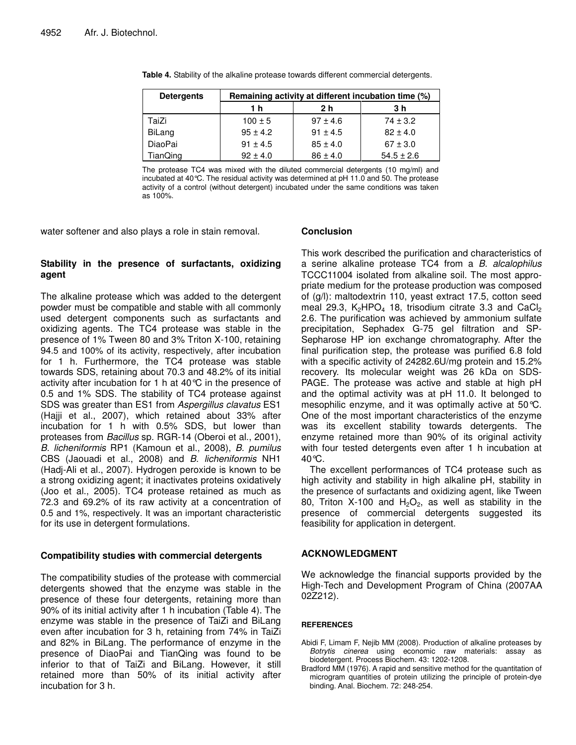**Table 4.** Stability of the alkaline protease towards different commercial detergents.

| Detergents | Remaining activity at different incubation time (%) | | |
|---|---|---|---|
| | 1 h | 2 h | 3 h |
| TaiZi | 100 ± 5 | 97 ± 4.6 | 74 ± 3.2 |
| BiLang | 95 ± 4.2 | 91 ± 4.5 | 82 ± 4.0 |
| DiaoPai | 91 ± 4.5 | 85 ± 4.0 | 67 ± 3.0 |
| TianQing | 92 ± 4.0 | 86 ± 4.0 | 54.5 ± 2.6 |

The protease TC4 was mixed with the diluted commercial detergents (10 mg/ml) and incubated at 40°C. The residual activity was determined at pH 11.0 and 50. The protease activity of a control (without detergent) incubated under the same conditions was taken as 100%.

water softener and also plays a role in stain removal.

### Stability in the presence of surfactants, oxidizing agent

The alkaline protease which was added to the detergent powder must be compatible and stable with all commonly used detergent components such as surfactants and oxidizing agents. The TC4 protease was stable in the presence of 1% Tween 80 and 3% Triton X-100, retaining 94.5 and 100% of its activity, respectively, after incubation for 1 h. Furthermore, the TC4 protease was stable towards SDS, retaining about 70.3 and 48.2% of its initial activity after incubation for 1 h at 40°C in the presence of 0.5 and 1% SDS. The stability of TC4 protease against SDS was greater than ES1 from *Aspergillus clavatus* ES1 (Hajji et al., 2007), which retained about 33% after incubation for 1 h with 0.5% SDS, but lower than proteases from *Bacillus* sp. RGR-14 (Oberoi et al., 2001), *B. licheniformis* RP1 (Kamoun et al., 2008), *B. pumilus* CBS (Jaouadi et al., 2008) and *B. licheniformis* NH1 (Hadj-Ali et al., 2007). Hydrogen peroxide is known to be a strong oxidizing agent; it inactivates proteins oxidatively (Joo et al., 2005). TC4 protease retained as much as 72.3 and 69.2% of its raw activity at a concentration of 0.5 and 1%, respectively. It was an important characteristic for its use in detergent formulations.

### Compatibility studies with commercial detergents

The compatibility studies of the protease with commercial detergents showed that the enzyme was stable in the presence of these four detergents, retaining more than 90% of its initial activity after 1 h incubation (Table 4). The enzyme was stable in the presence of TaiZi and BiLang even after incubation for 3 h, retaining from 74% in TaiZi and 82% in BiLang. The performance of enzyme in the presence of DiaoPai and TianQing was found to be inferior to that of TaiZi and BiLang. However, it still retained more than 50% of its initial activity after incubation for 3 h.

## Conclusion

This work described the purification and characteristics of a serine alkaline protease TC4 from a *B. alcalophilus* TCCC11004 isolated from alkaline soil. The most appropriate medium for the protease production was composed of (g/l): maltodextrin 110, yeast extract 17.5, cotton seed meal 29.3, $K_2HPO_4$ 18, trisodium citrate 3.3 and $CaCl_2$ 2.6. The purification was achieved by ammonium sulfate precipitation, Sephadex G-75 gel filtration and SP-Sepharose HP ion exchange chromatography. After the final purification step, the protease was purified 6.8 fold with a specific activity of 24282.6U/mg protein and 15.2% recovery. Its molecular weight was 26 kDa on SDS-PAGE. The protease was active and stable at high pH and the optimal activity was at pH 11.0. It belonged to mesophilic enzyme, and it was optimally active at 50°C. One of the most important characteristics of the enzyme was its excellent stability towards detergents. The enzyme retained more than 90% of its original activity with four tested detergents even after 1 h incubation at 40°C.

The excellent performances of TC4 protease such as high activity and stability in high alkaline pH, stability in the presence of surfactants and oxidizing agent, like Tween 80, Triton X-100 and $H_2O_2$, as well as stability in the presence of commercial detergents suggested its feasibility for application in detergent.

## ACKNOWLEDGMENT

We acknowledge the financial supports provided by the High-Tech and Development Program of China (2007AA 02Z212).

## REFERENCES

Abidi F, Limam F, Nejib MM (2008). Production of alkaline proteases by *Botrytis cinerea* using economic raw materials: assay as biodetergent. Process Biochem. 43: 1202-1208.

Bradford MM (1976). A rapid and sensitive method for the quantitation of microgram quantities of protein utilizing the principle of protein-dye binding. Anal. Biochem. 72: 248-254.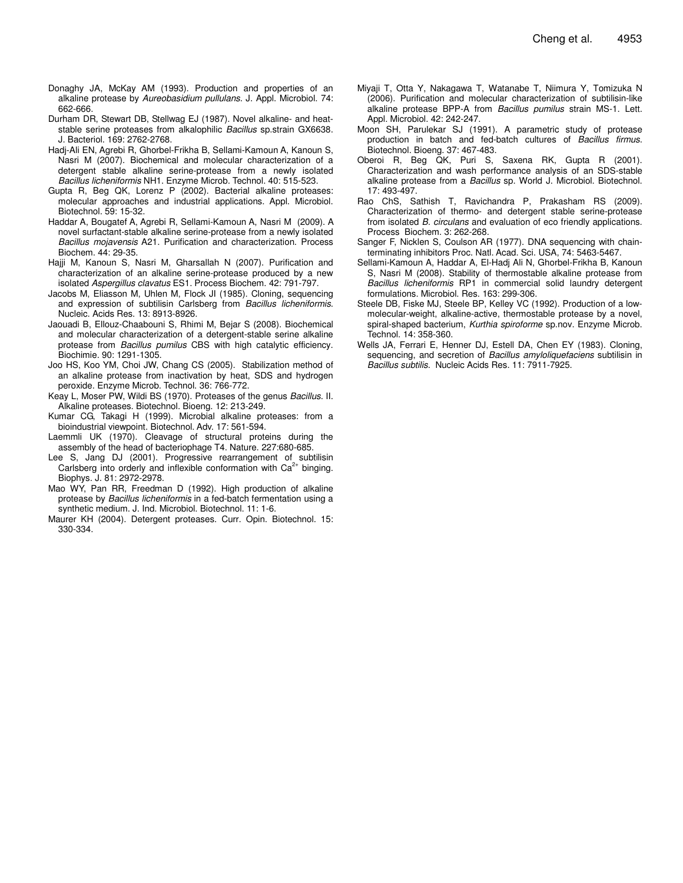Donaghy JA, McKay AM (1993). Production and properties of an alkaline protease by *Aureobasidium pullulans*. J. Appl. Microbiol. 74: 662-666.

Durham DR, Stewart DB, Stellwag EJ (1987). Novel alkaline- and heat-stable serine proteases from alkalophilic *Bacillus* sp.strain GX6638. J. Bacteriol. 169: 2762-2768.

Hadj-Ali EN, Agrebi R, Ghorbel-Frikha B, Sellami-Kamoun A, Kanoun S, Nasri M (2007). Biochemical and molecular characterization of a detergent stable alkaline serine-protease from a newly isolated *Bacillus licheniformis* NH1. Enzyme Microb. Technol. 40: 515-523.

Gupta R, Beg QK, Lorenz P (2002). Bacterial alkaline proteases: molecular approaches and industrial applications. Appl. Microbiol. Biotechnol. 59: 15-32.

Haddar A, Bougatef A, Agrebi R, Sellami-Kamoun A, Nasri M (2009). A novel surfactant-stable alkaline serine-protease from a newly isolated *Bacillus mojavensis* A21. Purification and characterization. Process Biochem. 44: 29-35.

Hajji M, Kanoun S, Nasri M, Gharsallah N (2007). Purification and characterization of an alkaline serine-protease produced by a new isolated *Aspergillus clavatus* ES1. Process Biochem. 42: 791-797.

Jacobs M, Eliasson M, Uhlen M, Flock JI (1985). Cloning, sequencing and expression of subtilisin Carlsberg from *Bacillus licheniformis*. Nucleic. Acids Res. 13: 8913-8926.

Jaouadi B, Ellouz-Chaabouni S, Rhimi M, Bejar S (2008). Biochemical and molecular characterization of a detergent-stable serine alkaline protease from *Bacillus pumilus* CBS with high catalytic efficiency. Biochimie. 90: 1291-1305.

Joo HS, Koo YM, Choi JW, Chang CS (2005). Stabilization method of an alkaline protease from inactivation by heat, SDS and hydrogen peroxide. Enzyme Microb. Technol. 36: 766-772.

Keay L, Moser PW, Wildi BS (1970). Proteases of the genus *Bacillus*. II. Alkaline proteases. Biotechnol. Bioeng. 12: 213-249.

Kumar CG, Takagi H (1999). Microbial alkaline proteases: from a bioindustrial viewpoint. Biotechnol. Adv. 17: 561-594.

Laemmli UK (1970). Cleavage of structural proteins during the assembly of the head of bacteriophage T4. Nature. 227:680-685.

Lee S, Jang DJ (2001). Progressive rearrangement of subtilisin Carlsberg into orderly and inflexible conformation with $Ca^{2+}$ binging. Biophys. J. 81: 2972-2978.

Mao WY, Pan RR, Freedman D (1992). High production of alkaline protease by *Bacillus licheniformis* in a fed-batch fermentation using a synthetic medium. J. Ind. Microbiol. Biotechnol. 11: 1-6.

Maurer KH (2004). Detergent proteases. Curr. Opin. Biotechnol. 15: 330-334.

Miyaji T, Otta Y, Nakagawa T, Watanabe T, Niimura Y, Tomizuka N (2006). Purification and molecular characterization of subtilisin-like alkaline protease BPP-A from *Bacillus pumilus* strain MS-1. Lett. Appl. Microbiol. 42: 242-247.

Moon SH, Parulekar SJ (1991). A parametric study of protease production in batch and fed-batch cultures of *Bacillus firmus*. Biotechnol. Bioeng. 37: 467-483.

Oberoi R, Beg QK, Puri S, Saxena RK, Gupta R (2001). Characterization and wash performance analysis of an SDS-stable alkaline protease from a *Bacillus* sp. World J. Microbiol. Biotechnol. 17: 493-497.

Rao ChS, Sathish T, Ravichandra P, Prakasham RS (2009). Characterization of thermo- and detergent stable serine-protease from isolated *B. circulans* and evaluation of eco friendly applications. Process Biochem. 3: 262-268.

Sanger F, Nicklen S, Coulson AR (1977). DNA sequencing with chain-terminating inhibitors Proc. Natl. Acad. Sci. USA, 74: 5463-5467.

Sellami-Kamoun A, Haddar A, El-Hadj Ali N, Ghorbel-Frikha B, Kanoun S, Nasri M (2008). Stability of thermostable alkaline protease from *Bacillus licheniformis* RP1 in commercial solid laundry detergent formulations. Microbiol. Res. 163: 299-306.

Steele DB, Fiske MJ, Steele BP, Kelley VC (1992). Production of a low-molecular-weight, alkaline-active, thermostable protease by a novel, spiral-shaped bacterium, *Kurthia spiroforme* sp.nov. Enzyme Microb. Technol. 14: 358-360.

Wells JA, Ferrari E, Henner DJ, Estell DA, Chen EY (1983). Cloning, sequencing, and secretion of *Bacillus amyloliquefaciens* subtilisin in *Bacillus subtilis*. Nucleic Acids Res. 11: 7911-7925.